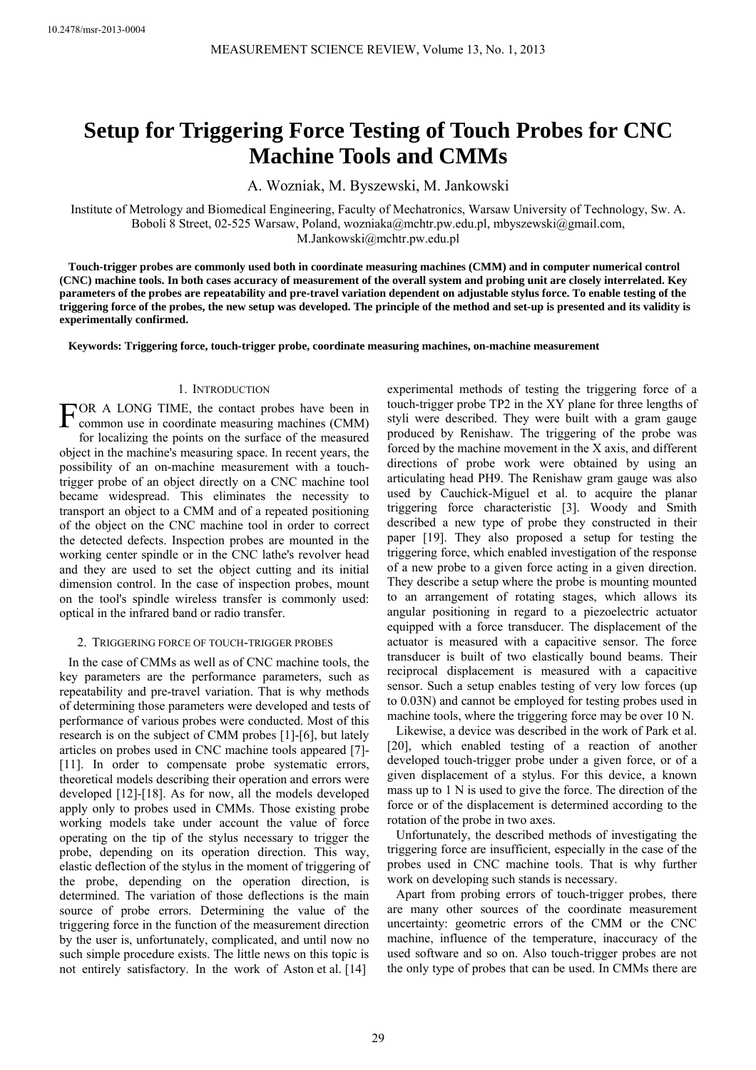10.2478/msr-2013-0004

# Setup for Triggering Force Testing of Touch Probes for CNC Machine Tools and CMMs

A. Wozniak, M. Byszewski, M. Jankowski

Institute of Metrology and Biomedical Engineering, Faculty of Mechatronics, Warsaw University of Technology, Sw. A. Boboli 8 Street, 02-525 Warsaw, Poland, wozniaka@mchtr.pw.edu.pl, mbyszewski@gmail.com, M.Jankowski@mchtr.pw.edu.pl

**Touch-trigger probes are commonly used both in coordinate measuring machines (CMM) and in computer numerical control (CNC) machine tools. In both cases accuracy of measurement of the overall system and probing unit are closely interrelated. Key parameters of the probes are repeatability and pre-travel variation dependent on adjustable stylus force. To enable testing of the triggering force of the probes, the new setup was developed. The principle of the method and set-up is presented and its validity is experimentally confirmed.**

**Keywords: Triggering force, touch-trigger probe, coordinate measuring machines, on-machine measurement**

## 1. Introduction

For a long time, the contact probes have been in common use in coordinate measuring machines (CMM) for localizing the points on the surface of the measured object in the machine's measuring space. In recent years, the possibility of an on-machine measurement with a touch-trigger probe of an object directly on a CNC machine tool became widespread. This eliminates the necessity to transport an object to a CMM and of a repeated positioning of the object on the CNC machine tool in order to correct the detected defects. Inspection probes are mounted in the working center spindle or in the CNC lathe's revolver head and they are used to set the object cutting and its initial dimension control. In the case of inspection probes, mount on the tool's spindle wireless transfer is commonly used: optical in the infrared band or radio transfer.

## 2. Triggering force of touch-trigger probes

In the case of CMMs as well as of CNC machine tools, the key parameters are the performance parameters, such as repeatability and pre-travel variation. That is why methods of determining those parameters were developed and tests of performance of various probes were conducted. Most of this research is on the subject of CMM probes [1]-[6], but lately articles on probes used in CNC machine tools appeared [7]-[11]. In order to compensate probe systematic errors, theoretical models describing their operation and errors were developed [12]-[18]. As for now, all the models developed apply only to probes used in CMMs. Those existing probe working models take under account the value of force operating on the tip of the stylus necessary to trigger the probe, depending on its operation direction. This way, elastic deflection of the stylus in the moment of triggering of the probe, depending on the operation direction, is determined. The variation of those deflections is the main source of probe errors. Determining the value of the triggering force in the function of the measurement direction by the user is, unfortunately, complicated, and until now no such simple procedure exists. The little news on this topic is not entirely satisfactory. In the work of Aston et al. [14] experimental methods of testing the triggering force of a touch-trigger probe TP2 in the XY plane for three lengths of styli were described. They were built with a gram gauge produced by Renishaw. The triggering of the probe was forced by the machine movement in the X axis, and different directions of probe work were obtained by using an articulating head PH9. The Renishaw gram gauge was also used by Cauchick-Miguel et al. to acquire the planar triggering force characteristic [3]. Woody and Smith described a new type of probe they constructed in their paper [19]. They also proposed a setup for testing the triggering force, which enabled investigation of the response of a new probe to a given force acting in a given direction. They describe a setup where the probe is mounting mounted to an arrangement of rotating stages, which allows its angular positioning in regard to a piezoelectric actuator equipped with a force transducer. The displacement of the actuator is measured with a capacitive sensor. The force transducer is built of two elastically bound beams. Their reciprocal displacement is measured with a capacitive sensor. Such a setup enables testing of very low forces (up to 0.03N) and cannot be employed for testing probes used in machine tools, where the triggering force may be over 10 N.

Likewise, a device was described in the work of Park et al. [20], which enabled testing of a reaction of another developed touch-trigger probe under a given force, or of a given displacement of a stylus. For this device, a known mass up to 1 N is used to give the force. The direction of the force or of the displacement is determined according to the rotation of the probe in two axes.

Unfortunately, the described methods of investigating the triggering force are insufficient, especially in the case of the probes used in CNC machine tools. That is why further work on developing such stands is necessary.

Apart from probing errors of touch-trigger probes, there are many other sources of the coordinate measurement uncertainty: geometric errors of the CMM or the CNC machine, influence of the temperature, inaccuracy of the used software and so on. Also touch-trigger probes are not the only type of probes that can be used. In CMMs there are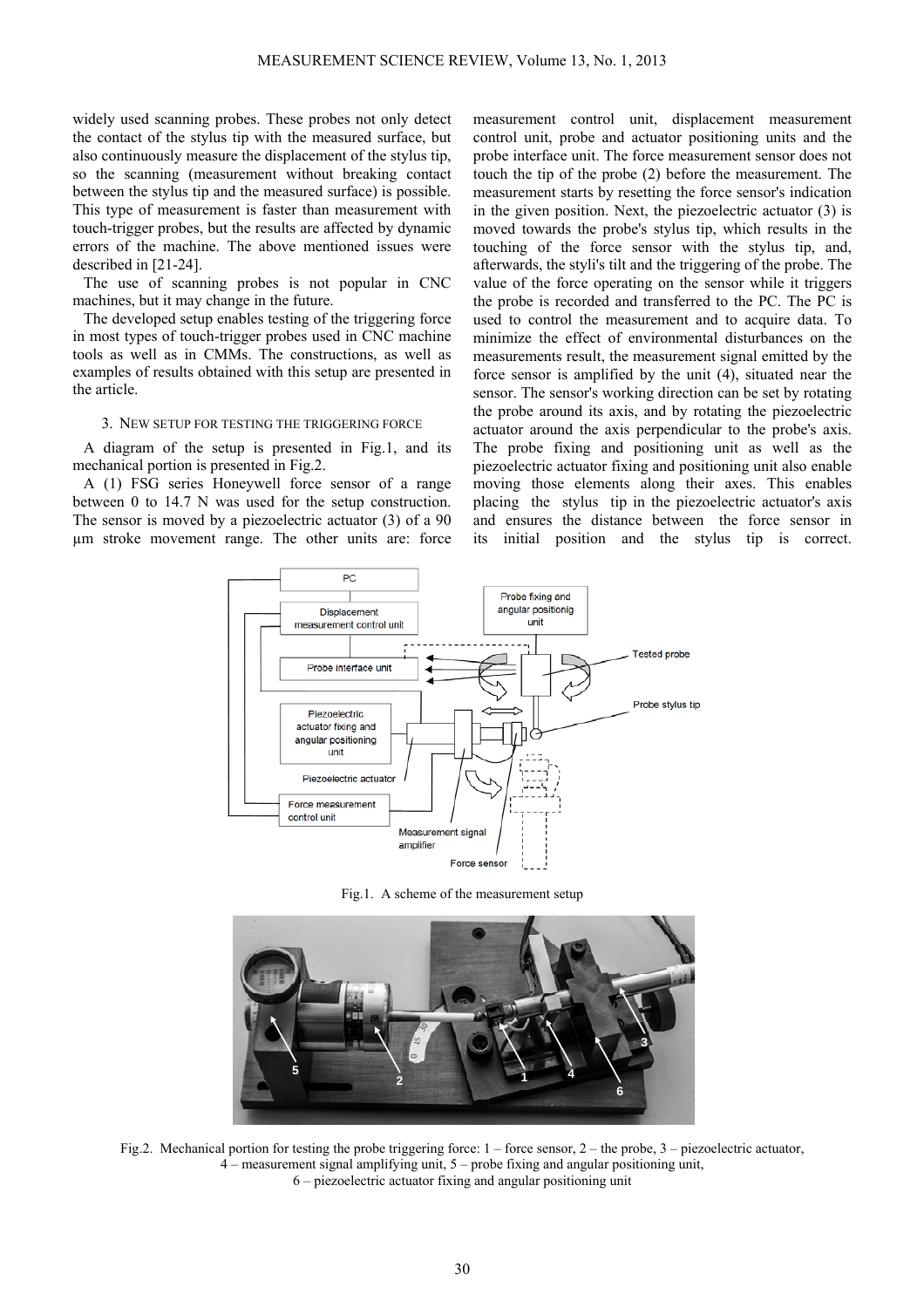widely used scanning probes. These probes not only detect the contact of the stylus tip with the measured surface, but also continuously measure the displacement of the stylus tip, so the scanning (measurement without breaking contact between the stylus tip and the measured surface) is possible. This type of measurement is faster than measurement with touch-trigger probes, but the results are affected by dynamic errors of the machine. The above mentioned issues were described in [21-24].

The use of scanning probes is not popular in CNC machines, but it may change in the future.

The developed setup enables testing of the triggering force in most types of touch-trigger probes used in CNC machine tools as well as in CMMs. The constructions, as well as examples of results obtained with this setup are presented in the article.

## 3. New setup for testing the triggering force

A diagram of the setup is presented in Fig.1, and its mechanical portion is presented in Fig.2.

A (1) FSG series Honeywell force sensor of a range between 0 to 14.7 N was used for the setup construction. The sensor is moved by a piezoelectric actuator (3) of a 90 µm stroke movement range. The other units are: force measurement control unit, displacement measurement control unit, probe and actuator positioning units and the probe interface unit. The force measurement sensor does not touch the tip of the probe (2) before the measurement. The measurement starts by resetting the force sensor's indication in the given position. Next, the piezoelectric actuator (3) is moved towards the probe's stylus tip, which results in the touching of the force sensor with the stylus tip, and, afterwards, the styli's tilt and the triggering of the probe. The value of the force operating on the sensor while it triggers the probe is recorded and transferred to the PC. The PC is used to control the measurement and to acquire data. To minimize the effect of environmental disturbances on the measurements result, the measurement signal emitted by the force sensor is amplified by the unit (4), situated near the sensor. The sensor's working direction can be set by rotating the probe around its axis, and by rotating the piezoelectric actuator around the axis perpendicular to the probe's axis. The probe fixing and positioning unit as well as the piezoelectric actuator fixing and positioning unit also enable moving those elements along their axes. This enables placing the stylus tip in the piezoelectric actuator's axis and ensures the distance between the force sensor in its initial position and the stylus tip is correct.

Fig.1. A scheme of the measurement setup

Fig.2. Mechanical portion for testing the probe triggering force: 1 – force sensor, 2 – the probe, 3 – piezoelectric actuator, 4 – measurement signal amplifying unit, 5 – probe fixing and angular positioning unit, 6 – piezoelectric actuator fixing and angular positioning unit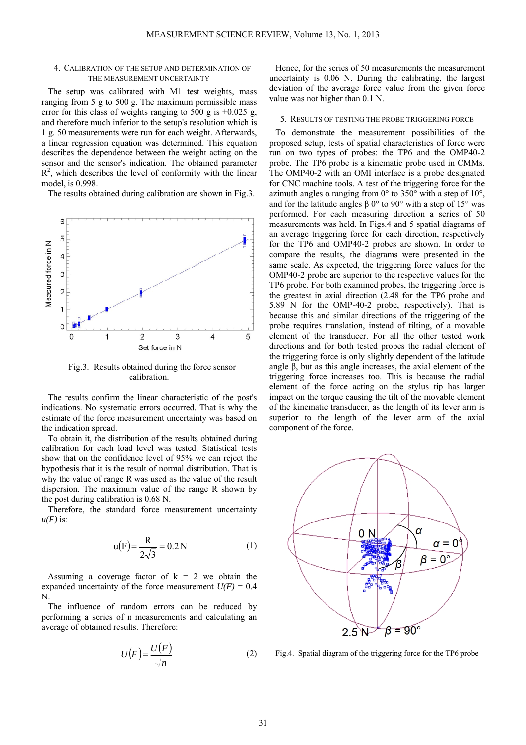## 4. Calibration of the setup and determination of the measurement uncertainty

The setup was calibrated with M1 test weights, mass ranging from 5 g to 500 g. The maximum permissible mass error for this class of weights ranging to 500 g is ±0.025 g, and therefore much inferior to the setup's resolution which is 1 g. 50 measurements were run for each weight. Afterwards, a linear regression equation was determined. This equation describes the dependence between the weight acting on the sensor and the sensor's indication. The obtained parameter $R^2$, which describes the level of conformity with the linear model, is 0.998.

The results obtained during calibration are shown in Fig.3.

Fig.3. Results obtained during the force sensor calibration.

The results confirm the linear characteristic of the post's indications. No systematic errors occurred. That is why the estimate of the force measurement uncertainty was based on the indication spread.

To obtain it, the distribution of the results obtained during calibration for each load level was tested. Statistical tests show that on the confidence level of 95% we can reject the hypothesis that it is the result of normal distribution. That is why the value of range R was used as the value of the result dispersion. The maximum value of the range R shown by the post during calibration is 0.68 N.

Therefore, the standard force measurement uncertainty *u(F)* is:

$$u(F) = \frac{R}{2\sqrt{3}} = 0.2\,\text{N} \tag{1}$$

Assuming a coverage factor of k = 2 we obtain the expanded uncertainty of the force measurement *U(F)* = 0.4 N.

The influence of random errors can be reduced by performing a series of n measurements and calculating an average of obtained results. Therefore:

$$U(\overline{F}) = \frac{U(F)}{\sqrt{n}} \tag{2}$$

Hence, for the series of 50 measurements the measurement uncertainty is 0.06 N. During the calibrating, the largest deviation of the average force value from the given force value was not higher than 0.1 N.

## 5. Results of testing the probe triggering force

To demonstrate the measurement possibilities of the proposed setup, tests of spatial characteristics of force were run on two types of probes: the TP6 and the OMP40-2 probe. The TP6 probe is a kinematic probe used in CMMs. The OMP40-2 with an OMI interface is a probe designated for CNC machine tools. A test of the triggering force for the azimuth angles α ranging from 0° to 350° with a step of 10°, and for the latitude angles β 0° to 90° with a step of 15° was performed. For each measuring direction a series of 50 measurements was held. In Figs.4 and 5 spatial diagrams of an average triggering force for each direction, respectively for the TP6 and OMP40-2 probes are shown. In order to compare the results, the diagrams were presented in the same scale. As expected, the triggering force values for the OMP40-2 probe are superior to the respective values for the TP6 probe. For both examined probes, the triggering force is the greatest in axial direction (2.48 for the TP6 probe and 5.89 N for the OMP-40-2 probe, respectively). That is because this and similar directions of the triggering of the probe requires translation, instead of tilting, of a movable element of the transducer. For all the other tested work directions and for both tested probes the radial element of the triggering force is only slightly dependent of the latitude angle β, but as this angle increases, the axial element of the triggering force increases too. This is because the radial element of the force acting on the stylus tip has larger impact on the torque causing the tilt of the movable element of the kinematic transducer, as the length of its lever arm is superior to the length of the lever arm of the axial component of the force.

Fig.4. Spatial diagram of the triggering force for the TP6 probe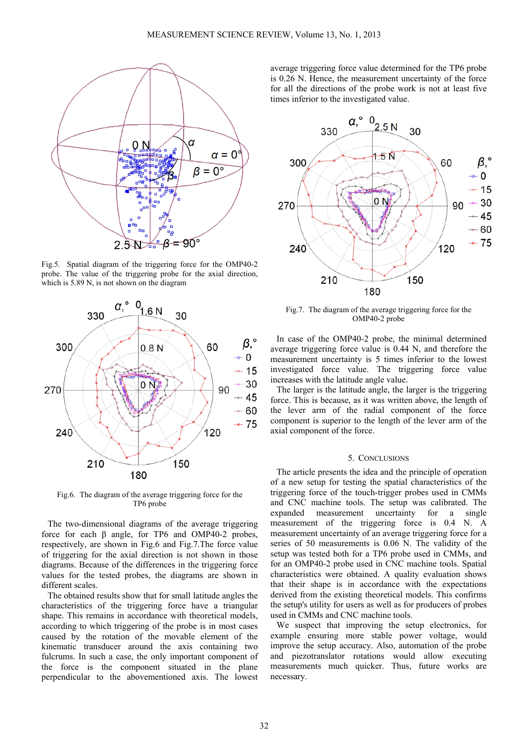Fig.5. Spatial diagram of the triggering force for the OMP40-2 probe. The value of the triggering probe for the axial direction, which is 5.89 N, is not shown on the diagram

Fig.6. The diagram of the average triggering force for the TP6 probe

The two-dimensional diagrams of the average triggering force for each β angle, for TP6 and OMP40-2 probes, respectively, are shown in Fig.6 and Fig.7.The force value of triggering for the axial direction is not shown in those diagrams. Because of the differences in the triggering force values for the tested probes, the diagrams are shown in different scales.

The obtained results show that for small latitude angles the characteristics of the triggering force have a triangular shape. This remains in accordance with theoretical models, according to which triggering of the probe is in most cases caused by the rotation of the movable element of the kinematic transducer around the axis containing two fulcrums. In such a case, the only important component of the force is the component situated in the plane perpendicular to the abovementioned axis. The lowest average triggering force value determined for the TP6 probe is 0.26 N. Hence, the measurement uncertainty of the force for all the directions of the probe work is not at least five times inferior to the investigated value.

Fig.7. The diagram of the average triggering force for the OMP40-2 probe

In case of the OMP40-2 probe, the minimal determined average triggering force value is 0.44 N, and therefore the measurement uncertainty is 5 times inferior to the lowest investigated force value. The triggering force value increases with the latitude angle value.

The larger is the latitude angle, the larger is the triggering force. This is because, as it was written above, the length of the lever arm of the radial component of the force component is superior to the length of the lever arm of the axial component of the force.

## 5. Conclusions

The article presents the idea and the principle of operation of a new setup for testing the spatial characteristics of the triggering force of the touch-trigger probes used in CMMs and CNC machine tools. The setup was calibrated. The expanded measurement uncertainty for a single measurement of the triggering force is 0.4 N. A measurement uncertainty of an average triggering force for a series of 50 measurements is 0.06 N. The validity of the setup was tested both for a TP6 probe used in CMMs, and for an OMP40-2 probe used in CNC machine tools. Spatial characteristics were obtained. A quality evaluation shows that their shape is in accordance with the expectations derived from the existing theoretical models. This confirms the setup's utility for users as well as for producers of probes used in CMMs and CNC machine tools.

We suspect that improving the setup electronics, for example ensuring more stable power voltage, would improve the setup accuracy. Also, automation of the probe and piezotranslator rotations would allow executing measurements much quicker. Thus, future works are necessary.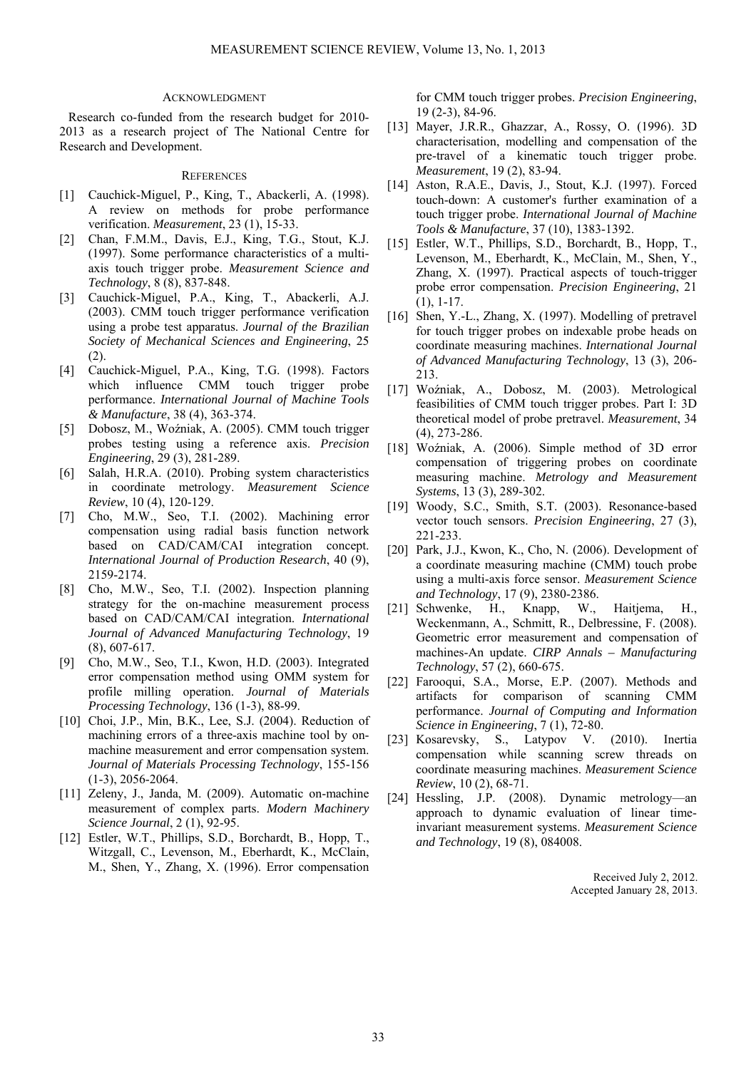## ACKNOWLEDGMENT

Research co-funded from the research budget for 2010-2013 as a research project of The National Centre for Research and Development.

## REFERENCES

[1] Cauchick-Miguel, P., King, T., Abackerli, A. (1998). A review on methods for probe performance verification. *Measurement*, 23 (1), 15-33.

[2] Chan, F.M.M., Davis, E.J., King, T.G., Stout, K.J. (1997). Some performance characteristics of a multi-axis touch trigger probe. *Measurement Science and Technology*, 8 (8), 837-848.

[3] Cauchick-Miguel, P.A., King, T., Abackerli, A.J. (2003). CMM touch trigger performance verification using a probe test apparatus. *Journal of the Brazilian Society of Mechanical Sciences and Engineering*, 25 (2).

[4] Cauchick-Miguel, P.A., King, T.G. (1998). Factors which influence CMM touch trigger probe performance. *International Journal of Machine Tools & Manufacture*, 38 (4), 363-374.

[5] Dobosz, M., Woźniak, A. (2005). CMM touch trigger probes testing using a reference axis. *Precision Engineering*, 29 (3), 281-289.

[6] Salah, H.R.A. (2010). Probing system characteristics in coordinate metrology. *Measurement Science Review*, 10 (4), 120-129.

[7] Cho, M.W., Seo, T.I. (2002). Machining error compensation using radial basis function network based on CAD/CAM/CAI integration concept. *International Journal of Production Research*, 40 (9), 2159-2174.

[8] Cho, M.W., Seo, T.I. (2002). Inspection planning strategy for the on-machine measurement process based on CAD/CAM/CAI integration. *International Journal of Advanced Manufacturing Technology*, 19 (8), 607-617.

[9] Cho, M.W., Seo, T.I., Kwon, H.D. (2003). Integrated error compensation method using OMM system for profile milling operation. *Journal of Materials Processing Technology*, 136 (1-3), 88-99.

[10] Choi, J.P., Min, B.K., Lee, S.J. (2004). Reduction of machining errors of a three-axis machine tool by on-machine measurement and error compensation system. *Journal of Materials Processing Technology*, 155-156 (1-3), 2056-2064.

[11] Zeleny, J., Janda, M. (2009). Automatic on-machine measurement of complex parts. *Modern Machinery Science Journal*, 2 (1), 92-95.

[12] Estler, W.T., Phillips, S.D., Borchardt, B., Hopp, T., Witzgall, C., Levenson, M., Eberhardt, K., McClain, M., Shen, Y., Zhang, X. (1996). Error compensation for CMM touch trigger probes. *Precision Engineering*, 19 (2-3), 84-96.

[13] Mayer, J.R.R., Ghazzar, A., Rossy, O. (1996). 3D characterisation, modelling and compensation of the pre-travel of a kinematic touch trigger probe. *Measurement*, 19 (2), 83-94.

[14] Aston, R.A.E., Davis, J., Stout, K.J. (1997). Forced touch-down: A customer's further examination of a touch trigger probe. *International Journal of Machine Tools & Manufacture*, 37 (10), 1383-1392.

[15] Estler, W.T., Phillips, S.D., Borchardt, B., Hopp, T., Levenson, M., Eberhardt, K., McClain, M., Shen, Y., Zhang, X. (1997). Practical aspects of touch-trigger probe error compensation. *Precision Engineering*, 21 (1), 1-17.

[16] Shen, Y.-L., Zhang, X. (1997). Modelling of pretravel for touch trigger probes on indexable probe heads on coordinate measuring machines. *International Journal of Advanced Manufacturing Technology*, 13 (3), 206-213.

[17] Woźniak, A., Dobosz, M. (2003). Metrological feasibilities of CMM touch trigger probes. Part I: 3D theoretical model of probe pretravel. *Measurement*, 34 (4), 273-286.

[18] Woźniak, A. (2006). Simple method of 3D error compensation of triggering probes on coordinate measuring machine. *Metrology and Measurement Systems*, 13 (3), 289-302.

[19] Woody, S.C., Smith, S.T. (2003). Resonance-based vector touch sensors. *Precision Engineering*, 27 (3), 221-233.

[20] Park, J.J., Kwon, K., Cho, N. (2006). Development of a coordinate measuring machine (CMM) touch probe using a multi-axis force sensor. *Measurement Science and Technology*, 17 (9), 2380-2386.

[21] Schwenke, H., Knapp, W., Haitjema, H., Weckenmann, A., Schmitt, R., Delbressine, F. (2008). Geometric error measurement and compensation of machines-An update. *CIRP Annals – Manufacturing Technology*, 57 (2), 660-675.

[22] Farooqui, S.A., Morse, E.P. (2007). Methods and artifacts for comparison of scanning CMM performance. *Journal of Computing and Information Science in Engineering*, 7 (1), 72-80.

[23] Kosarevsky, S., Latypov V. (2010). Inertia compensation while scanning screw threads on coordinate measuring machines. *Measurement Science Review*, 10 (2), 68-71.

[24] Hessling, J.P. (2008). Dynamic metrology—an approach to dynamic evaluation of linear time-invariant measurement systems. *Measurement Science and Technology*, 19 (8), 084008.

Received July 2, 2012.
Accepted January 28, 2013.